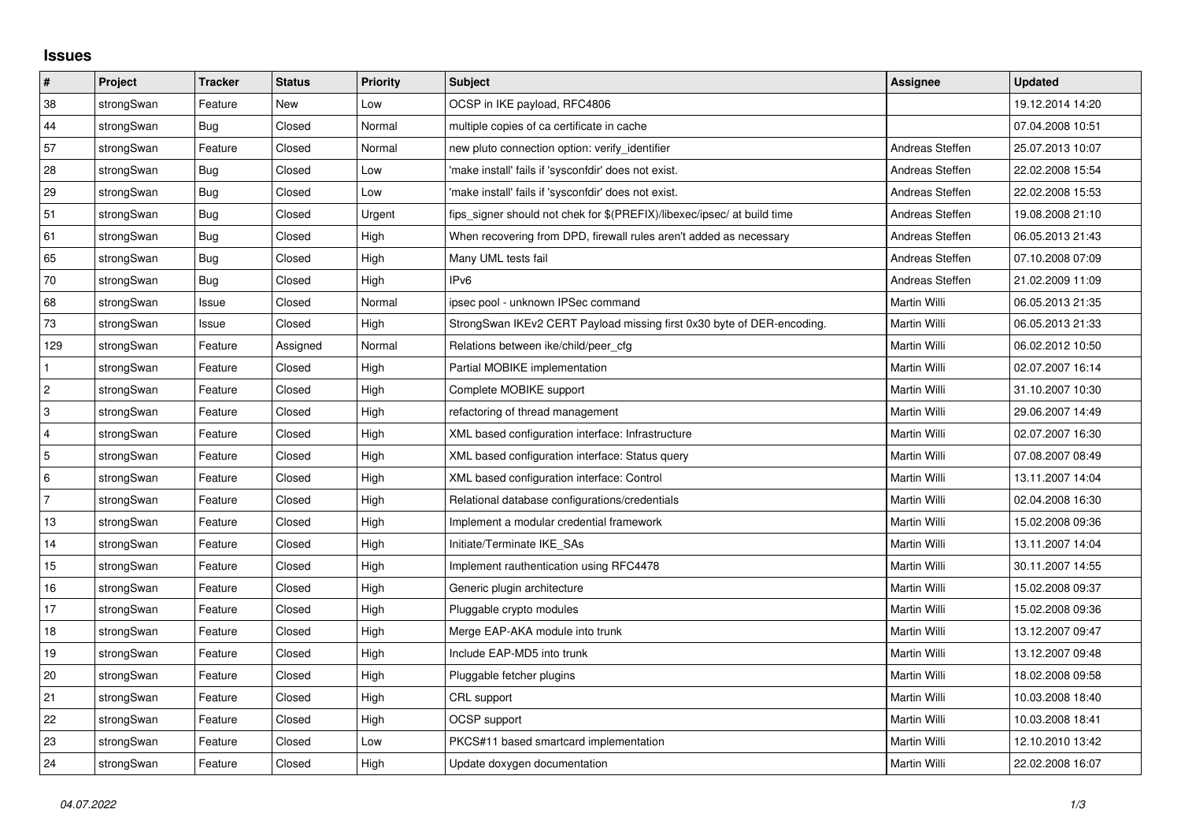## Issues

| # | Project | Tracker | Status | Priority | Subject | Assignee | Updated |
|---|---|---|---|---|---|---|---|
| 38 | strongSwan | Feature | New | Low | OCSP in IKE payload, RFC4806 | | 19.12.2014 14:20 |
| 44 | strongSwan | Bug | Closed | Normal | multiple copies of ca certificate in cache | | 07.04.2008 10:51 |
| 57 | strongSwan | Feature | Closed | Normal | new pluto connection option: verify_identifier | Andreas Steffen | 25.07.2013 10:07 |
| 28 | strongSwan | Bug | Closed | Low | 'make install' fails if 'sysconfdir' does not exist. | Andreas Steffen | 22.02.2008 15:54 |
| 29 | strongSwan | Bug | Closed | Low | 'make install' fails if 'sysconfdir' does not exist. | Andreas Steffen | 22.02.2008 15:53 |
| 51 | strongSwan | Bug | Closed | Urgent | fips_signer should not chek for $(PREFIX)/libexec/ipsec/ at build time | Andreas Steffen | 19.08.2008 21:10 |
| 61 | strongSwan | Bug | Closed | High | When recovering from DPD, firewall rules aren't added as necessary | Andreas Steffen | 06.05.2013 21:43 |
| 65 | strongSwan | Bug | Closed | High | Many UML tests fail | Andreas Steffen | 07.10.2008 07:09 |
| 70 | strongSwan | Bug | Closed | High | IPv6 | Andreas Steffen | 21.02.2009 11:09 |
| 68 | strongSwan | Issue | Closed | Normal | ipsec pool - unknown IPSec command | Martin Willi | 06.05.2013 21:35 |
| 73 | strongSwan | Issue | Closed | High | StrongSwan IKEv2 CERT Payload missing first 0x30 byte of DER-encoding. | Martin Willi | 06.05.2013 21:33 |
| 129 | strongSwan | Feature | Assigned | Normal | Relations between ike/child/peer_cfg | Martin Willi | 06.02.2012 10:50 |
| 1 | strongSwan | Feature | Closed | High | Partial MOBIKE implementation | Martin Willi | 02.07.2007 16:14 |
| 2 | strongSwan | Feature | Closed | High | Complete MOBIKE support | Martin Willi | 31.10.2007 10:30 |
| 3 | strongSwan | Feature | Closed | High | refactoring of thread management | Martin Willi | 29.06.2007 14:49 |
| 4 | strongSwan | Feature | Closed | High | XML based configuration interface: Infrastructure | Martin Willi | 02.07.2007 16:30 |
| 5 | strongSwan | Feature | Closed | High | XML based configuration interface: Status query | Martin Willi | 07.08.2007 08:49 |
| 6 | strongSwan | Feature | Closed | High | XML based configuration interface: Control | Martin Willi | 13.11.2007 14:04 |
| 7 | strongSwan | Feature | Closed | High | Relational database configurations/credentials | Martin Willi | 02.04.2008 16:30 |
| 13 | strongSwan | Feature | Closed | High | Implement a modular credential framework | Martin Willi | 15.02.2008 09:36 |
| 14 | strongSwan | Feature | Closed | High | Initiate/Terminate IKE_SAs | Martin Willi | 13.11.2007 14:04 |
| 15 | strongSwan | Feature | Closed | High | Implement rauthentication using RFC4478 | Martin Willi | 30.11.2007 14:55 |
| 16 | strongSwan | Feature | Closed | High | Generic plugin architecture | Martin Willi | 15.02.2008 09:37 |
| 17 | strongSwan | Feature | Closed | High | Pluggable crypto modules | Martin Willi | 15.02.2008 09:36 |
| 18 | strongSwan | Feature | Closed | High | Merge EAP-AKA module into trunk | Martin Willi | 13.12.2007 09:47 |
| 19 | strongSwan | Feature | Closed | High | Include EAP-MD5 into trunk | Martin Willi | 13.12.2007 09:48 |
| 20 | strongSwan | Feature | Closed | High | Pluggable fetcher plugins | Martin Willi | 18.02.2008 09:58 |
| 21 | strongSwan | Feature | Closed | High | CRL support | Martin Willi | 10.03.2008 18:40 |
| 22 | strongSwan | Feature | Closed | High | OCSP support | Martin Willi | 10.03.2008 18:41 |
| 23 | strongSwan | Feature | Closed | Low | PKCS#11 based smartcard implementation | Martin Willi | 12.10.2010 13:42 |
| 24 | strongSwan | Feature | Closed | High | Update doxygen documentation | Martin Willi | 22.02.2008 16:07 |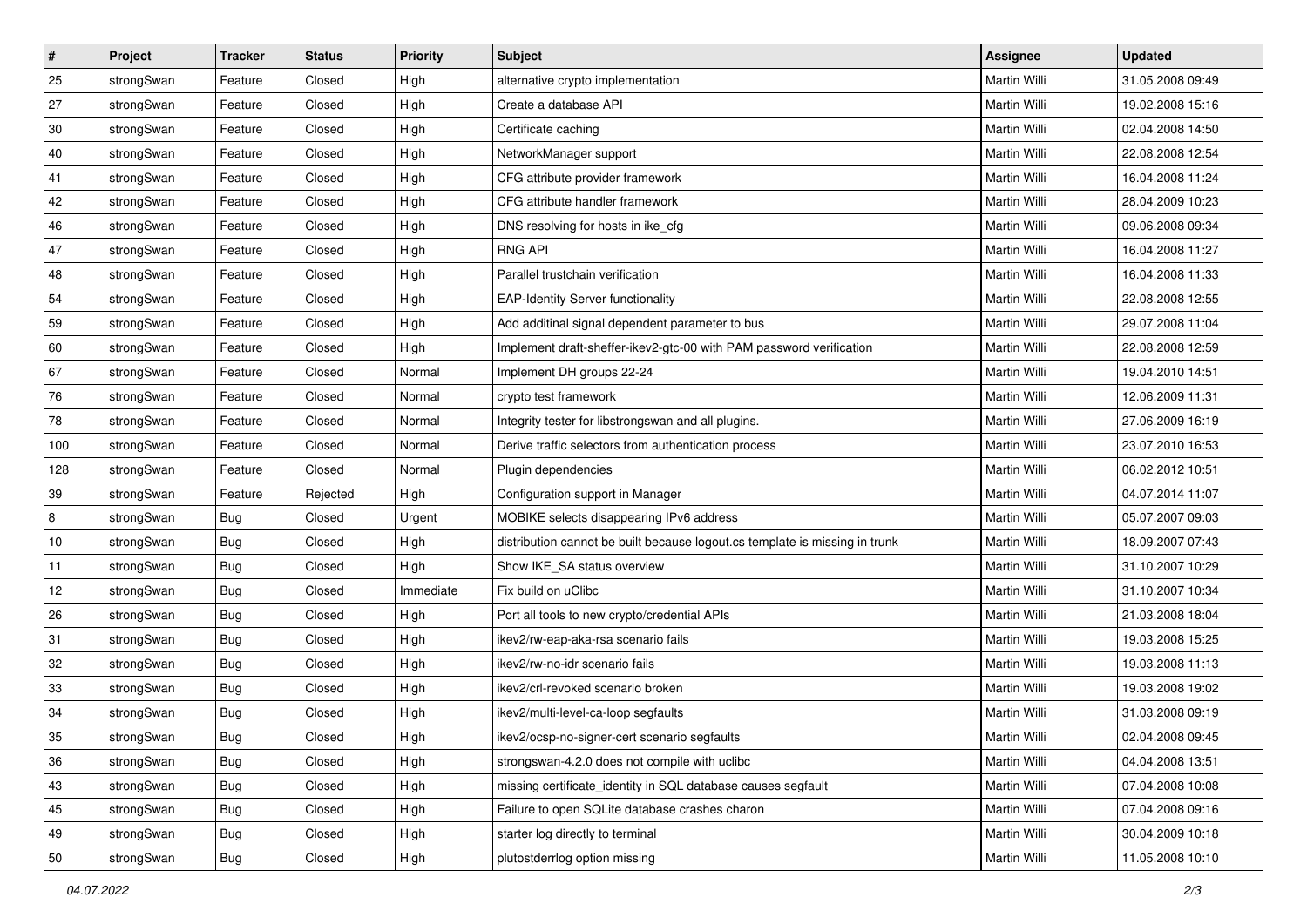| # | Project | Tracker | Status | Priority | Subject | Assignee | Updated |
|---|---|---|---|---|---|---|---|
| 25 | strongSwan | Feature | Closed | High | alternative crypto implementation | Martin Willi | 31.05.2008 09:49 |
| 27 | strongSwan | Feature | Closed | High | Create a database API | Martin Willi | 19.02.2008 15:16 |
| 30 | strongSwan | Feature | Closed | High | Certificate caching | Martin Willi | 02.04.2008 14:50 |
| 40 | strongSwan | Feature | Closed | High | NetworkManager support | Martin Willi | 22.08.2008 12:54 |
| 41 | strongSwan | Feature | Closed | High | CFG attribute provider framework | Martin Willi | 16.04.2008 11:24 |
| 42 | strongSwan | Feature | Closed | High | CFG attribute handler framework | Martin Willi | 28.04.2009 10:23 |
| 46 | strongSwan | Feature | Closed | High | DNS resolving for hosts in ike_cfg | Martin Willi | 09.06.2008 09:34 |
| 47 | strongSwan | Feature | Closed | High | RNG API | Martin Willi | 16.04.2008 11:27 |
| 48 | strongSwan | Feature | Closed | High | Parallel trustchain verification | Martin Willi | 16.04.2008 11:33 |
| 54 | strongSwan | Feature | Closed | High | EAP-Identity Server functionality | Martin Willi | 22.08.2008 12:55 |
| 59 | strongSwan | Feature | Closed | High | Add additinal signal dependent parameter to bus | Martin Willi | 29.07.2008 11:04 |
| 60 | strongSwan | Feature | Closed | High | Implement draft-sheffer-ikev2-gtc-00 with PAM password verification | Martin Willi | 22.08.2008 12:59 |
| 67 | strongSwan | Feature | Closed | Normal | Implement DH groups 22-24 | Martin Willi | 19.04.2010 14:51 |
| 76 | strongSwan | Feature | Closed | Normal | crypto test framework | Martin Willi | 12.06.2009 11:31 |
| 78 | strongSwan | Feature | Closed | Normal | Integrity tester for libstrongswan and all plugins. | Martin Willi | 27.06.2009 16:19 |
| 100 | strongSwan | Feature | Closed | Normal | Derive traffic selectors from authentication process | Martin Willi | 23.07.2010 16:53 |
| 128 | strongSwan | Feature | Closed | Normal | Plugin dependencies | Martin Willi | 06.02.2012 10:51 |
| 39 | strongSwan | Feature | Rejected | High | Configuration support in Manager | Martin Willi | 04.07.2014 11:07 |
| 8 | strongSwan | Bug | Closed | Urgent | MOBIKE selects disappearing IPv6 address | Martin Willi | 05.07.2007 09:03 |
| 10 | strongSwan | Bug | Closed | High | distribution cannot be built because logout.cs template is missing in trunk | Martin Willi | 18.09.2007 07:43 |
| 11 | strongSwan | Bug | Closed | High | Show IKE_SA status overview | Martin Willi | 31.10.2007 10:29 |
| 12 | strongSwan | Bug | Closed | Immediate | Fix build on uClibc | Martin Willi | 31.10.2007 10:34 |
| 26 | strongSwan | Bug | Closed | High | Port all tools to new crypto/credential APIs | Martin Willi | 21.03.2008 18:04 |
| 31 | strongSwan | Bug | Closed | High | ikev2/rw-eap-aka-rsa scenario fails | Martin Willi | 19.03.2008 15:25 |
| 32 | strongSwan | Bug | Closed | High | ikev2/rw-no-idr scenario fails | Martin Willi | 19.03.2008 11:13 |
| 33 | strongSwan | Bug | Closed | High | ikev2/crl-revoked scenario broken | Martin Willi | 19.03.2008 19:02 |
| 34 | strongSwan | Bug | Closed | High | ikev2/multi-level-ca-loop segfaults | Martin Willi | 31.03.2008 09:19 |
| 35 | strongSwan | Bug | Closed | High | ikev2/ocsp-no-signer-cert scenario segfaults | Martin Willi | 02.04.2008 09:45 |
| 36 | strongSwan | Bug | Closed | High | strongswan-4.2.0 does not compile with uclibc | Martin Willi | 04.04.2008 13:51 |
| 43 | strongSwan | Bug | Closed | High | missing certificate_identity in SQL database causes segfault | Martin Willi | 07.04.2008 10:08 |
| 45 | strongSwan | Bug | Closed | High | Failure to open SQLite database crashes charon | Martin Willi | 07.04.2008 09:16 |
| 49 | strongSwan | Bug | Closed | High | starter log directly to terminal | Martin Willi | 30.04.2009 10:18 |
| 50 | strongSwan | Bug | Closed | High | plutostderrlog option missing | Martin Willi | 11.05.2008 10:10 |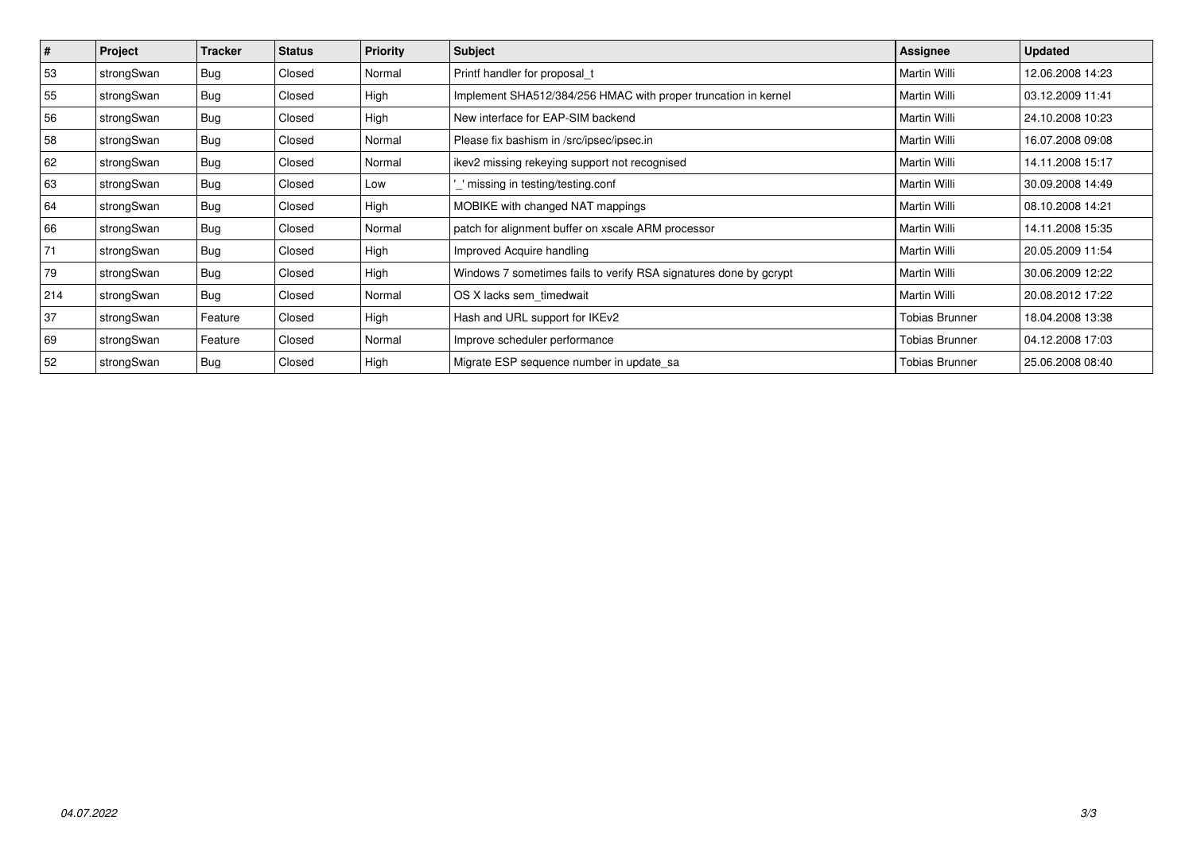| # | Project | Tracker | Status | Priority | Subject | Assignee | Updated |
|---|---|---|---|---|---|---|---|
| 53 | strongSwan | Bug | Closed | Normal | Printf handler for proposal_t | Martin Willi | 12.06.2008 14:23 |
| 55 | strongSwan | Bug | Closed | High | Implement SHA512/384/256 HMAC with proper truncation in kernel | Martin Willi | 03.12.2009 11:41 |
| 56 | strongSwan | Bug | Closed | High | New interface for EAP-SIM backend | Martin Willi | 24.10.2008 10:23 |
| 58 | strongSwan | Bug | Closed | Normal | Please fix bashism in /src/ipsec/ipsec.in | Martin Willi | 16.07.2008 09:08 |
| 62 | strongSwan | Bug | Closed | Normal | ikev2 missing rekeying support not recognised | Martin Willi | 14.11.2008 15:17 |
| 63 | strongSwan | Bug | Closed | Low | '_' missing in testing/testing.conf | Martin Willi | 30.09.2008 14:49 |
| 64 | strongSwan | Bug | Closed | High | MOBIKE with changed NAT mappings | Martin Willi | 08.10.2008 14:21 |
| 66 | strongSwan | Bug | Closed | Normal | patch for alignment buffer on xscale ARM processor | Martin Willi | 14.11.2008 15:35 |
| 71 | strongSwan | Bug | Closed | High | Improved Acquire handling | Martin Willi | 20.05.2009 11:54 |
| 79 | strongSwan | Bug | Closed | High | Windows 7 sometimes fails to verify RSA signatures done by gcrypt | Martin Willi | 30.06.2009 12:22 |
| 214 | strongSwan | Bug | Closed | Normal | OS X lacks sem_timedwait | Martin Willi | 20.08.2012 17:22 |
| 37 | strongSwan | Feature | Closed | High | Hash and URL support for IKEv2 | Tobias Brunner | 18.04.2008 13:38 |
| 69 | strongSwan | Feature | Closed | Normal | Improve scheduler performance | Tobias Brunner | 04.12.2008 17:03 |
| 52 | strongSwan | Bug | Closed | High | Migrate ESP sequence number in update_sa | Tobias Brunner | 25.06.2008 08:40 |